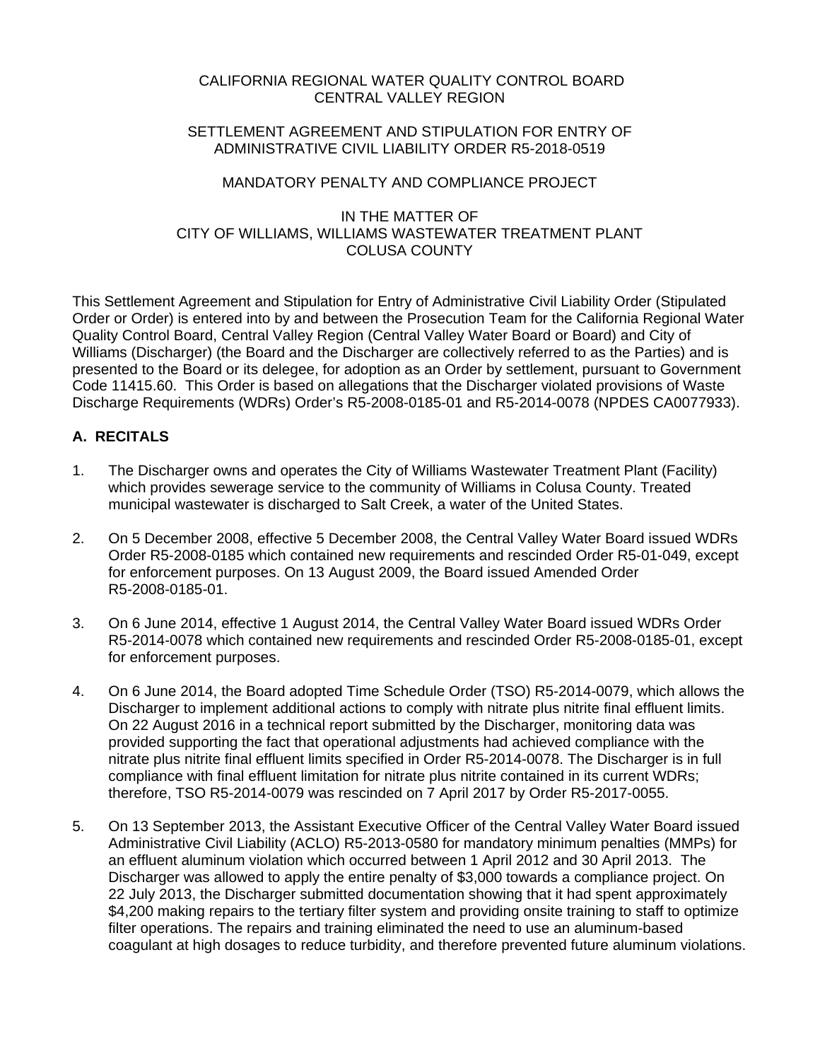CALIFORNIA REGIONAL WATER QUALITY CONTROL BOARD
CENTRAL VALLEY REGION

SETTLEMENT AGREEMENT AND STIPULATION FOR ENTRY OF ADMINISTRATIVE CIVIL LIABILITY ORDER R5-2018-0519

MANDATORY PENALTY AND COMPLIANCE PROJECT

IN THE MATTER OF
CITY OF WILLIAMS, WILLIAMS WASTEWATER TREATMENT PLANT
COLUSA COUNTY

This Settlement Agreement and Stipulation for Entry of Administrative Civil Liability Order (Stipulated Order or Order) is entered into by and between the Prosecution Team for the California Regional Water Quality Control Board, Central Valley Region (Central Valley Water Board or Board) and City of Williams (Discharger) (the Board and the Discharger are collectively referred to as the Parties) and is presented to the Board or its delegee, for adoption as an Order by settlement, pursuant to Government Code 11415.60. This Order is based on allegations that the Discharger violated provisions of Waste Discharge Requirements (WDRs) Order's R5-2008-0185-01 and R5-2014-0078 (NPDES CA0077933).

## A. RECITALS

1. The Discharger owns and operates the City of Williams Wastewater Treatment Plant (Facility) which provides sewerage service to the community of Williams in Colusa County. Treated municipal wastewater is discharged to Salt Creek, a water of the United States.

2. On 5 December 2008, effective 5 December 2008, the Central Valley Water Board issued WDRs Order R5-2008-0185 which contained new requirements and rescinded Order R5-01-049, except for enforcement purposes. On 13 August 2009, the Board issued Amended Order R5-2008-0185-01.

3. On 6 June 2014, effective 1 August 2014, the Central Valley Water Board issued WDRs Order R5-2014-0078 which contained new requirements and rescinded Order R5-2008-0185-01, except for enforcement purposes.

4. On 6 June 2014, the Board adopted Time Schedule Order (TSO) R5-2014-0079, which allows the Discharger to implement additional actions to comply with nitrate plus nitrite final effluent limits. On 22 August 2016 in a technical report submitted by the Discharger, monitoring data was provided supporting the fact that operational adjustments had achieved compliance with the nitrate plus nitrite final effluent limits specified in Order R5-2014-0078. The Discharger is in full compliance with final effluent limitation for nitrate plus nitrite contained in its current WDRs; therefore, TSO R5-2014-0079 was rescinded on 7 April 2017 by Order R5-2017-0055.

5. On 13 September 2013, the Assistant Executive Officer of the Central Valley Water Board issued Administrative Civil Liability (ACLO) R5-2013-0580 for mandatory minimum penalties (MMPs) for an effluent aluminum violation which occurred between 1 April 2012 and 30 April 2013. The Discharger was allowed to apply the entire penalty of $3,000 towards a compliance project. On 22 July 2013, the Discharger submitted documentation showing that it had spent approximately $4,200 making repairs to the tertiary filter system and providing onsite training to staff to optimize filter operations. The repairs and training eliminated the need to use an aluminum-based coagulant at high dosages to reduce turbidity, and therefore prevented future aluminum violations.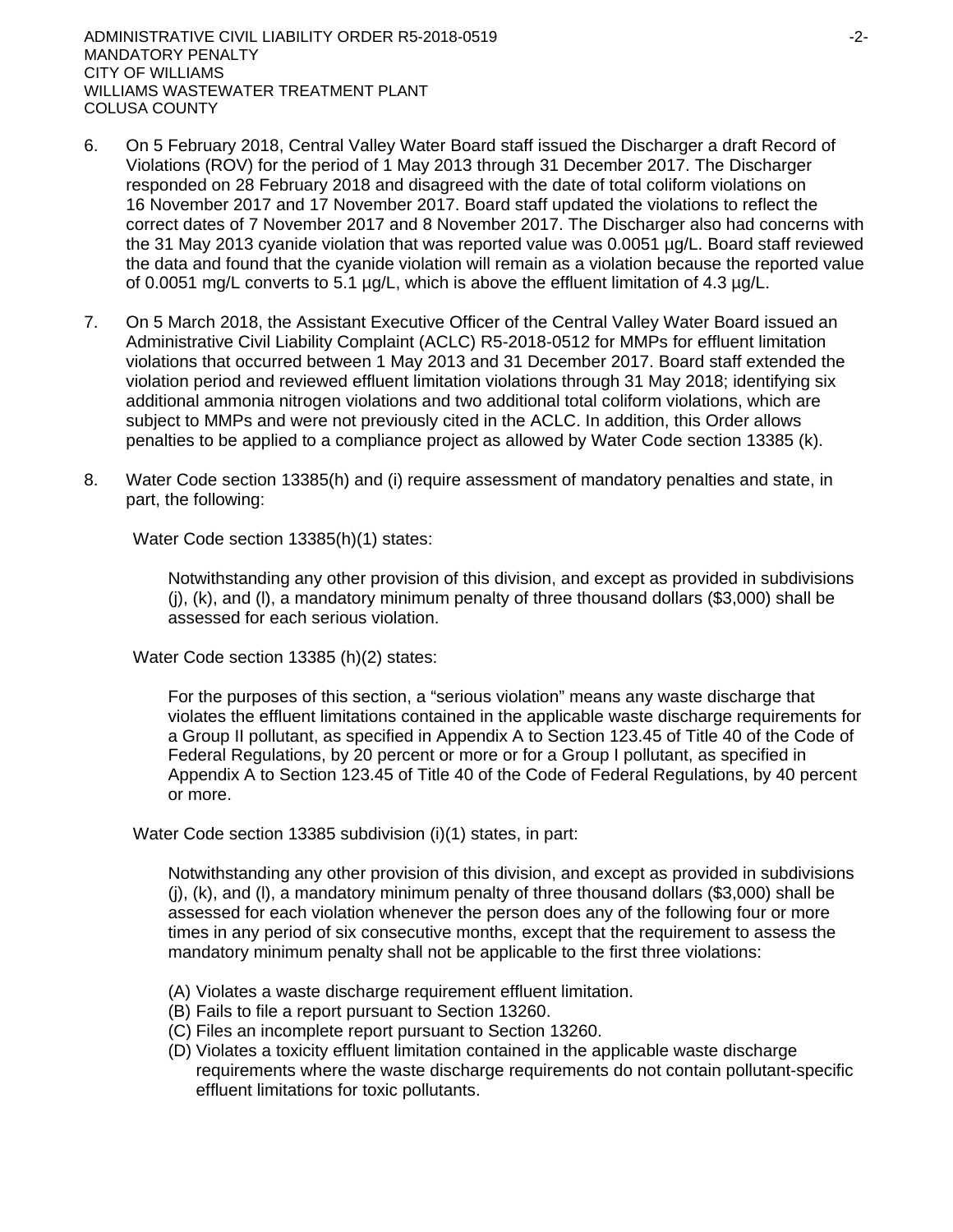6. On 5 February 2018, Central Valley Water Board staff issued the Discharger a draft Record of Violations (ROV) for the period of 1 May 2013 through 31 December 2017. The Discharger responded on 28 February 2018 and disagreed with the date of total coliform violations on 16 November 2017 and 17 November 2017. Board staff updated the violations to reflect the correct dates of 7 November 2017 and 8 November 2017. The Discharger also had concerns with the 31 May 2013 cyanide violation that was reported value was 0.0051 µg/L. Board staff reviewed the data and found that the cyanide violation will remain as a violation because the reported value of 0.0051 mg/L converts to 5.1 µg/L, which is above the effluent limitation of 4.3 µg/L.

7. On 5 March 2018, the Assistant Executive Officer of the Central Valley Water Board issued an Administrative Civil Liability Complaint (ACLC) R5-2018-0512 for MMPs for effluent limitation violations that occurred between 1 May 2013 and 31 December 2017. Board staff extended the violation period and reviewed effluent limitation violations through 31 May 2018; identifying six additional ammonia nitrogen violations and two additional total coliform violations, which are subject to MMPs and were not previously cited in the ACLC. In addition, this Order allows penalties to be applied to a compliance project as allowed by Water Code section 13385 (k).

8. Water Code section 13385(h) and (i) require assessment of mandatory penalties and state, in part, the following:

   Water Code section 13385(h)(1) states:

   > Notwithstanding any other provision of this division, and except as provided in subdivisions (j), (k), and (l), a mandatory minimum penalty of three thousand dollars ($3,000) shall be assessed for each serious violation.

   Water Code section 13385 (h)(2) states:

   > For the purposes of this section, a "serious violation" means any waste discharge that violates the effluent limitations contained in the applicable waste discharge requirements for a Group II pollutant, as specified in Appendix A to Section 123.45 of Title 40 of the Code of Federal Regulations, by 20 percent or more or for a Group I pollutant, as specified in Appendix A to Section 123.45 of Title 40 of the Code of Federal Regulations, by 40 percent or more.

   Water Code section 13385 subdivision (i)(1) states, in part:

   > Notwithstanding any other provision of this division, and except as provided in subdivisions (j), (k), and (l), a mandatory minimum penalty of three thousand dollars ($3,000) shall be assessed for each violation whenever the person does any of the following four or more times in any period of six consecutive months, except that the requirement to assess the mandatory minimum penalty shall not be applicable to the first three violations:
   >
   > (A) Violates a waste discharge requirement effluent limitation.
   > (B) Fails to file a report pursuant to Section 13260.
   > (C) Files an incomplete report pursuant to Section 13260.
   > (D) Violates a toxicity effluent limitation contained in the applicable waste discharge requirements where the waste discharge requirements do not contain pollutant-specific effluent limitations for toxic pollutants.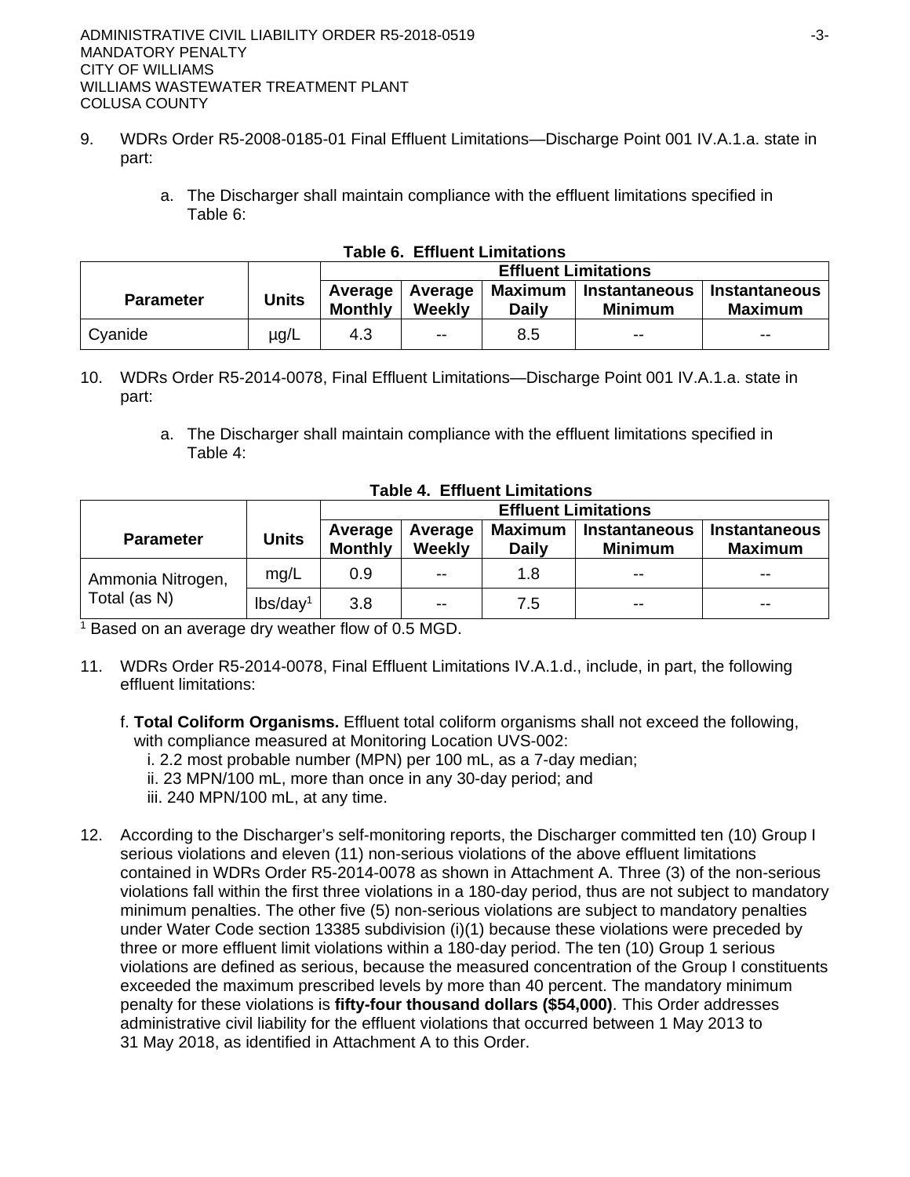9. WDRs Order R5-2008-0185-01 Final Effluent Limitations—Discharge Point 001 IV.A.1.a. state in part:

   a. The Discharger shall maintain compliance with the effluent limitations specified in Table 6:

**Table 6. Effluent Limitations**

| Parameter | Units | Effluent Limitations | | | | |
|---|---|---|---|---|---|---|
| | | Average Monthly | Average Weekly | Maximum Daily | Instantaneous Minimum | Instantaneous Maximum |
| Cyanide | µg/L | 4.3 | -- | 8.5 | -- | -- |

10. WDRs Order R5-2014-0078, Final Effluent Limitations—Discharge Point 001 IV.A.1.a. state in part:

    a. The Discharger shall maintain compliance with the effluent limitations specified in Table 4:

**Table 4. Effluent Limitations**

| Parameter | Units | Effluent Limitations | | | | |
|---|---|---|---|---|---|---|
| | | Average Monthly | Average Weekly | Maximum Daily | Instantaneous Minimum | Instantaneous Maximum |
| Ammonia Nitrogen, Total (as N) | mg/L | 0.9 | -- | 1.8 | -- | -- |
| | lbs/day[1] | 3.8 | -- | 7.5 | -- | -- |

[1] Based on an average dry weather flow of 0.5 MGD.

11. WDRs Order R5-2014-0078, Final Effluent Limitations IV.A.1.d., include, in part, the following effluent limitations:

    f. **Total Coliform Organisms.** Effluent total coliform organisms shall not exceed the following, with compliance measured at Monitoring Location UVS-002:

       i. 2.2 most probable number (MPN) per 100 mL, as a 7-day median;
       ii. 23 MPN/100 mL, more than once in any 30-day period; and
       iii. 240 MPN/100 mL, at any time.

12. According to the Discharger's self-monitoring reports, the Discharger committed ten (10) Group I serious violations and eleven (11) non-serious violations of the above effluent limitations contained in WDRs Order R5-2014-0078 as shown in Attachment A. Three (3) of the non-serious violations fall within the first three violations in a 180-day period, thus are not subject to mandatory minimum penalties. The other five (5) non-serious violations are subject to mandatory penalties under Water Code section 13385 subdivision (i)(1) because these violations were preceded by three or more effluent limit violations within a 180-day period. The ten (10) Group 1 serious violations are defined as serious, because the measured concentration of the Group I constituents exceeded the maximum prescribed levels by more than 40 percent. The mandatory minimum penalty for these violations is **fifty-four thousand dollars ($54,000)**. This Order addresses administrative civil liability for the effluent violations that occurred between 1 May 2013 to 31 May 2018, as identified in Attachment A to this Order.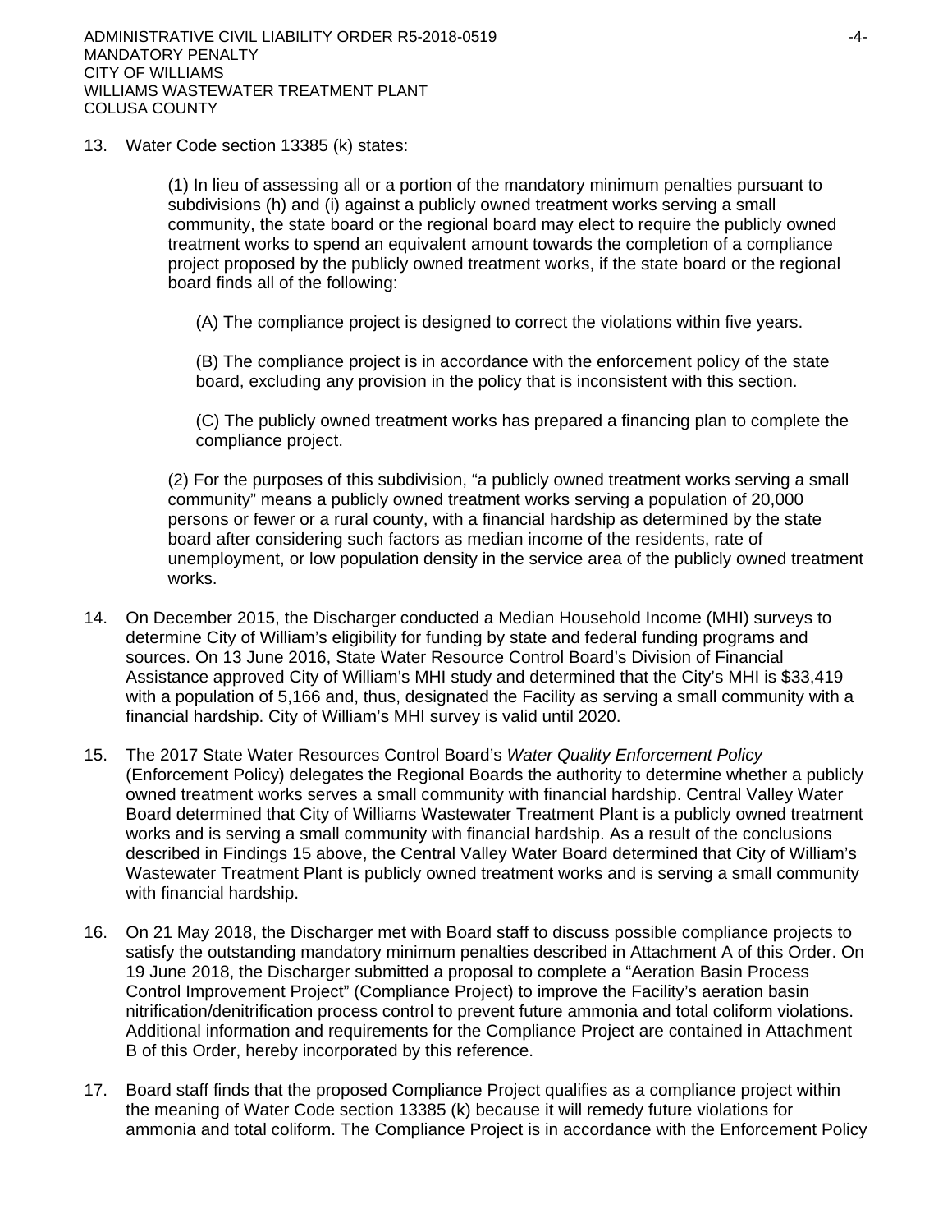13. Water Code section 13385 (k) states:

    (1) In lieu of assessing all or a portion of the mandatory minimum penalties pursuant to subdivisions (h) and (i) against a publicly owned treatment works serving a small community, the state board or the regional board may elect to require the publicly owned treatment works to spend an equivalent amount towards the completion of a compliance project proposed by the publicly owned treatment works, if the state board or the regional board finds all of the following:

    (A) The compliance project is designed to correct the violations within five years.

    (B) The compliance project is in accordance with the enforcement policy of the state board, excluding any provision in the policy that is inconsistent with this section.

    (C) The publicly owned treatment works has prepared a financing plan to complete the compliance project.

    (2) For the purposes of this subdivision, "a publicly owned treatment works serving a small community" means a publicly owned treatment works serving a population of 20,000 persons or fewer or a rural county, with a financial hardship as determined by the state board after considering such factors as median income of the residents, rate of unemployment, or low population density in the service area of the publicly owned treatment works.

14. On December 2015, the Discharger conducted a Median Household Income (MHI) surveys to determine City of William's eligibility for funding by state and federal funding programs and sources. On 13 June 2016, State Water Resource Control Board's Division of Financial Assistance approved City of William's MHI study and determined that the City's MHI is $33,419 with a population of 5,166 and, thus, designated the Facility as serving a small community with a financial hardship. City of William's MHI survey is valid until 2020.

15. The 2017 State Water Resources Control Board's *Water Quality Enforcement Policy* (Enforcement Policy) delegates the Regional Boards the authority to determine whether a publicly owned treatment works serves a small community with financial hardship. Central Valley Water Board determined that City of Williams Wastewater Treatment Plant is a publicly owned treatment works and is serving a small community with financial hardship. As a result of the conclusions described in Findings 15 above, the Central Valley Water Board determined that City of William's Wastewater Treatment Plant is publicly owned treatment works and is serving a small community with financial hardship.

16. On 21 May 2018, the Discharger met with Board staff to discuss possible compliance projects to satisfy the outstanding mandatory minimum penalties described in Attachment A of this Order. On 19 June 2018, the Discharger submitted a proposal to complete a "Aeration Basin Process Control Improvement Project" (Compliance Project) to improve the Facility's aeration basin nitrification/denitrification process control to prevent future ammonia and total coliform violations. Additional information and requirements for the Compliance Project are contained in Attachment B of this Order, hereby incorporated by this reference.

17. Board staff finds that the proposed Compliance Project qualifies as a compliance project within the meaning of Water Code section 13385 (k) because it will remedy future violations for ammonia and total coliform. The Compliance Project is in accordance with the Enforcement Policy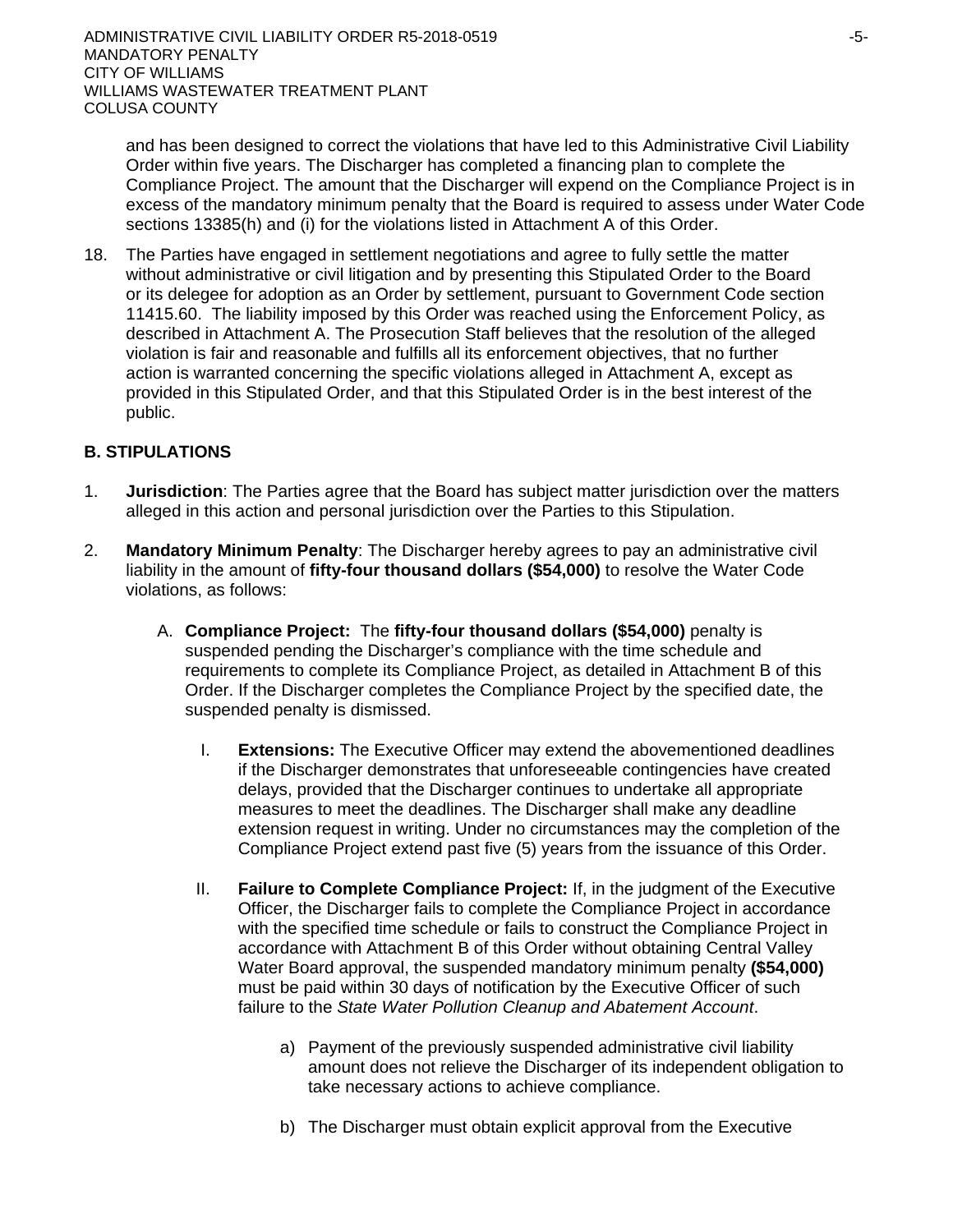and has been designed to correct the violations that have led to this Administrative Civil Liability Order within five years. The Discharger has completed a financing plan to complete the Compliance Project. The amount that the Discharger will expend on the Compliance Project is in excess of the mandatory minimum penalty that the Board is required to assess under Water Code sections 13385(h) and (i) for the violations listed in Attachment A of this Order.

18. The Parties have engaged in settlement negotiations and agree to fully settle the matter without administrative or civil litigation and by presenting this Stipulated Order to the Board or its delegee for adoption as an Order by settlement, pursuant to Government Code section 11415.60. The liability imposed by this Order was reached using the Enforcement Policy, as described in Attachment A. The Prosecution Staff believes that the resolution of the alleged violation is fair and reasonable and fulfills all its enforcement objectives, that no further action is warranted concerning the specific violations alleged in Attachment A, except as provided in this Stipulated Order, and that this Stipulated Order is in the best interest of the public.

## B. STIPULATIONS

1. **Jurisdiction**: The Parties agree that the Board has subject matter jurisdiction over the matters alleged in this action and personal jurisdiction over the Parties to this Stipulation.

2. **Mandatory Minimum Penalty**: The Discharger hereby agrees to pay an administrative civil liability in the amount of **fifty-four thousand dollars ($54,000)** to resolve the Water Code violations, as follows:

   A. **Compliance Project:** The **fifty-four thousand dollars ($54,000)** penalty is suspended pending the Discharger's compliance with the time schedule and requirements to complete its Compliance Project, as detailed in Attachment B of this Order. If the Discharger completes the Compliance Project by the specified date, the suspended penalty is dismissed.

      I. **Extensions:** The Executive Officer may extend the abovementioned deadlines if the Discharger demonstrates that unforeseeable contingencies have created delays, provided that the Discharger continues to undertake all appropriate measures to meet the deadlines. The Discharger shall make any deadline extension request in writing. Under no circumstances may the completion of the Compliance Project extend past five (5) years from the issuance of this Order.

      II. **Failure to Complete Compliance Project:** If, in the judgment of the Executive Officer, the Discharger fails to complete the Compliance Project in accordance with the specified time schedule or fails to construct the Compliance Project in accordance with Attachment B of this Order without obtaining Central Valley Water Board approval, the suspended mandatory minimum penalty **($54,000)** must be paid within 30 days of notification by the Executive Officer of such failure to the *State Water Pollution Cleanup and Abatement Account*.

         a) Payment of the previously suspended administrative civil liability amount does not relieve the Discharger of its independent obligation to take necessary actions to achieve compliance.

         b) The Discharger must obtain explicit approval from the Executive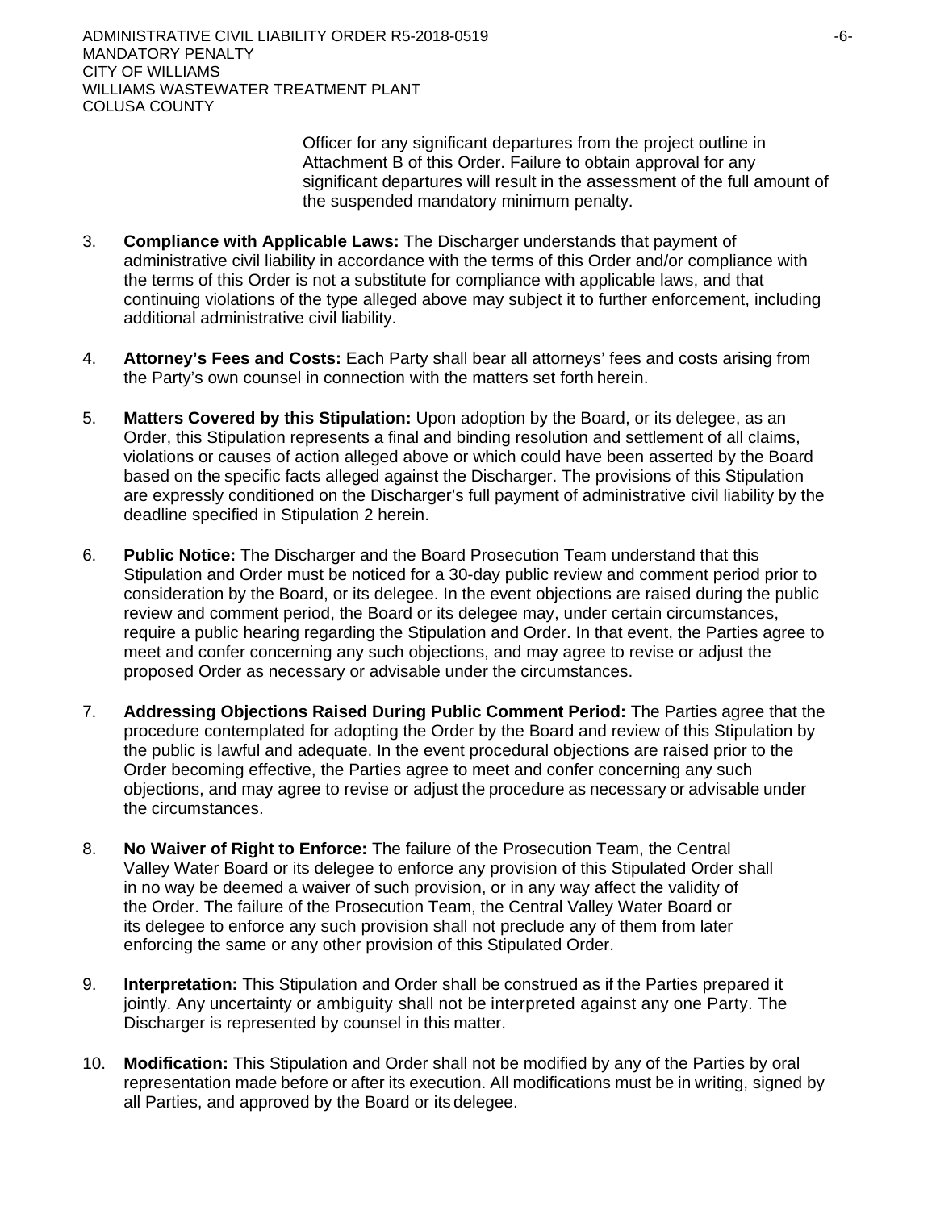Officer for any significant departures from the project outline in Attachment B of this Order. Failure to obtain approval for any significant departures will result in the assessment of the full amount of the suspended mandatory minimum penalty.

3. **Compliance with Applicable Laws:** The Discharger understands that payment of administrative civil liability in accordance with the terms of this Order and/or compliance with the terms of this Order is not a substitute for compliance with applicable laws, and that continuing violations of the type alleged above may subject it to further enforcement, including additional administrative civil liability.

4. **Attorney's Fees and Costs:** Each Party shall bear all attorneys' fees and costs arising from the Party's own counsel in connection with the matters set forth herein.

5. **Matters Covered by this Stipulation:** Upon adoption by the Board, or its delegee, as an Order, this Stipulation represents a final and binding resolution and settlement of all claims, violations or causes of action alleged above or which could have been asserted by the Board based on the specific facts alleged against the Discharger. The provisions of this Stipulation are expressly conditioned on the Discharger's full payment of administrative civil liability by the deadline specified in Stipulation 2 herein.

6. **Public Notice:** The Discharger and the Board Prosecution Team understand that this Stipulation and Order must be noticed for a 30-day public review and comment period prior to consideration by the Board, or its delegee. In the event objections are raised during the public review and comment period, the Board or its delegee may, under certain circumstances, require a public hearing regarding the Stipulation and Order. In that event, the Parties agree to meet and confer concerning any such objections, and may agree to revise or adjust the proposed Order as necessary or advisable under the circumstances.

7. **Addressing Objections Raised During Public Comment Period:** The Parties agree that the procedure contemplated for adopting the Order by the Board and review of this Stipulation by the public is lawful and adequate. In the event procedural objections are raised prior to the Order becoming effective, the Parties agree to meet and confer concerning any such objections, and may agree to revise or adjust the procedure as necessary or advisable under the circumstances.

8. **No Waiver of Right to Enforce:** The failure of the Prosecution Team, the Central Valley Water Board or its delegee to enforce any provision of this Stipulated Order shall in no way be deemed a waiver of such provision, or in any way affect the validity of the Order. The failure of the Prosecution Team, the Central Valley Water Board or its delegee to enforce any such provision shall not preclude any of them from later enforcing the same or any other provision of this Stipulated Order.

9. **Interpretation:** This Stipulation and Order shall be construed as if the Parties prepared it jointly. Any uncertainty or ambiguity shall not be interpreted against any one Party. The Discharger is represented by counsel in this matter.

10. **Modification:** This Stipulation and Order shall not be modified by any of the Parties by oral representation made before or after its execution. All modifications must be in writing, signed by all Parties, and approved by the Board or its delegee.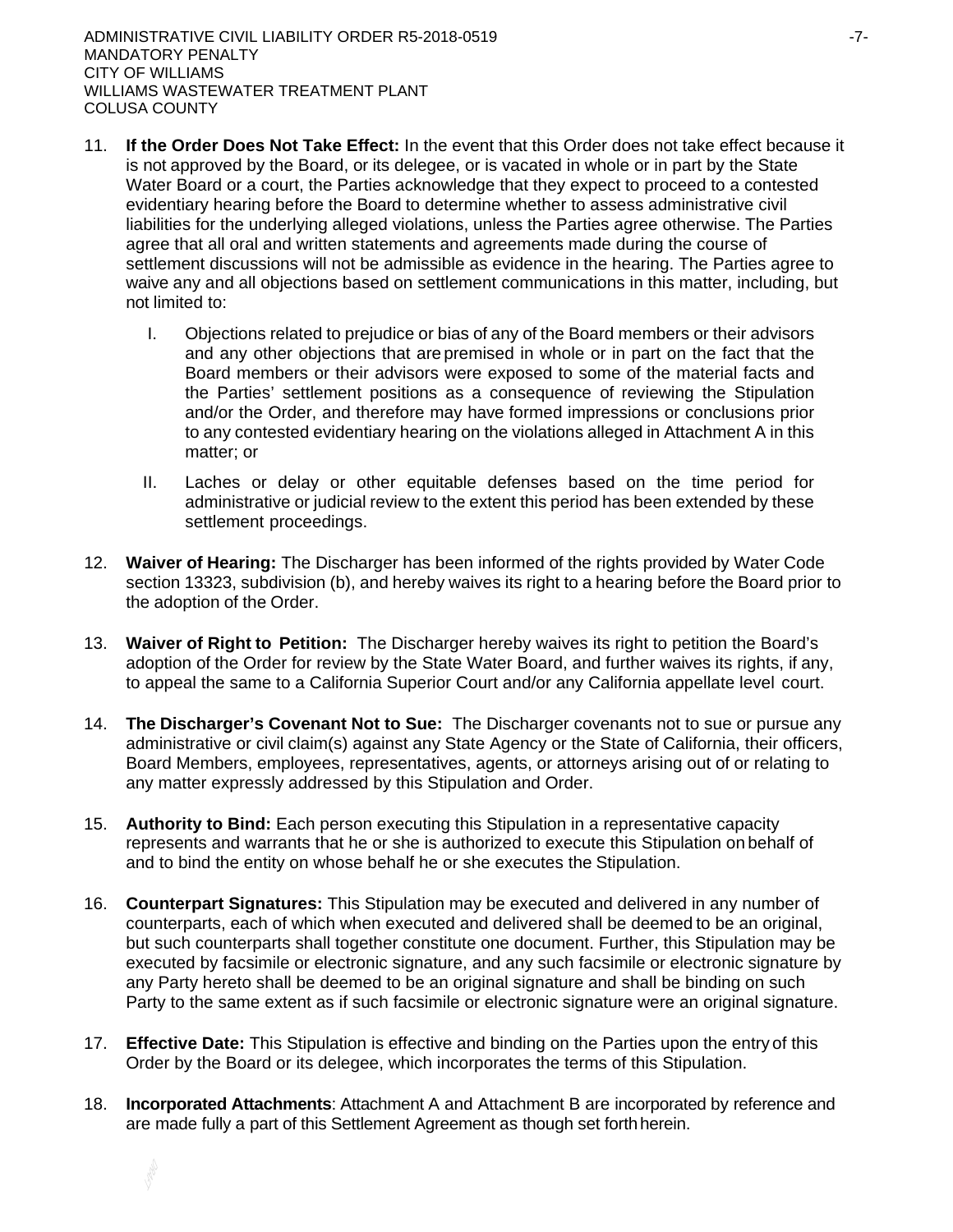11. **If the Order Does Not Take Effect:** In the event that this Order does not take effect because it is not approved by the Board, or its delegee, or is vacated in whole or in part by the State Water Board or a court, the Parties acknowledge that they expect to proceed to a contested evidentiary hearing before the Board to determine whether to assess administrative civil liabilities for the underlying alleged violations, unless the Parties agree otherwise. The Parties agree that all oral and written statements and agreements made during the course of settlement discussions will not be admissible as evidence in the hearing. The Parties agree to waive any and all objections based on settlement communications in this matter, including, but not limited to:

    I. Objections related to prejudice or bias of any of the Board members or their advisors and any other objections that are premised in whole or in part on the fact that the Board members or their advisors were exposed to some of the material facts and the Parties' settlement positions as a consequence of reviewing the Stipulation and/or the Order, and therefore may have formed impressions or conclusions prior to any contested evidentiary hearing on the violations alleged in Attachment A in this matter; or

    II. Laches or delay or other equitable defenses based on the time period for administrative or judicial review to the extent this period has been extended by these settlement proceedings.

12. **Waiver of Hearing:** The Discharger has been informed of the rights provided by Water Code section 13323, subdivision (b), and hereby waives its right to a hearing before the Board prior to the adoption of the Order.

13. **Waiver of Right to Petition:** The Discharger hereby waives its right to petition the Board's adoption of the Order for review by the State Water Board, and further waives its rights, if any, to appeal the same to a California Superior Court and/or any California appellate level court.

14. **The Discharger's Covenant Not to Sue:** The Discharger covenants not to sue or pursue any administrative or civil claim(s) against any State Agency or the State of California, their officers, Board Members, employees, representatives, agents, or attorneys arising out of or relating to any matter expressly addressed by this Stipulation and Order.

15. **Authority to Bind:** Each person executing this Stipulation in a representative capacity represents and warrants that he or she is authorized to execute this Stipulation on behalf of and to bind the entity on whose behalf he or she executes the Stipulation.

16. **Counterpart Signatures:** This Stipulation may be executed and delivered in any number of counterparts, each of which when executed and delivered shall be deemed to be an original, but such counterparts shall together constitute one document. Further, this Stipulation may be executed by facsimile or electronic signature, and any such facsimile or electronic signature by any Party hereto shall be deemed to be an original signature and shall be binding on such Party to the same extent as if such facsimile or electronic signature were an original signature.

17. **Effective Date:** This Stipulation is effective and binding on the Parties upon the entry of this Order by the Board or its delegee, which incorporates the terms of this Stipulation.

18. **Incorporated Attachments**: Attachment A and Attachment B are incorporated by reference and are made fully a part of this Settlement Agreement as though set forth herein.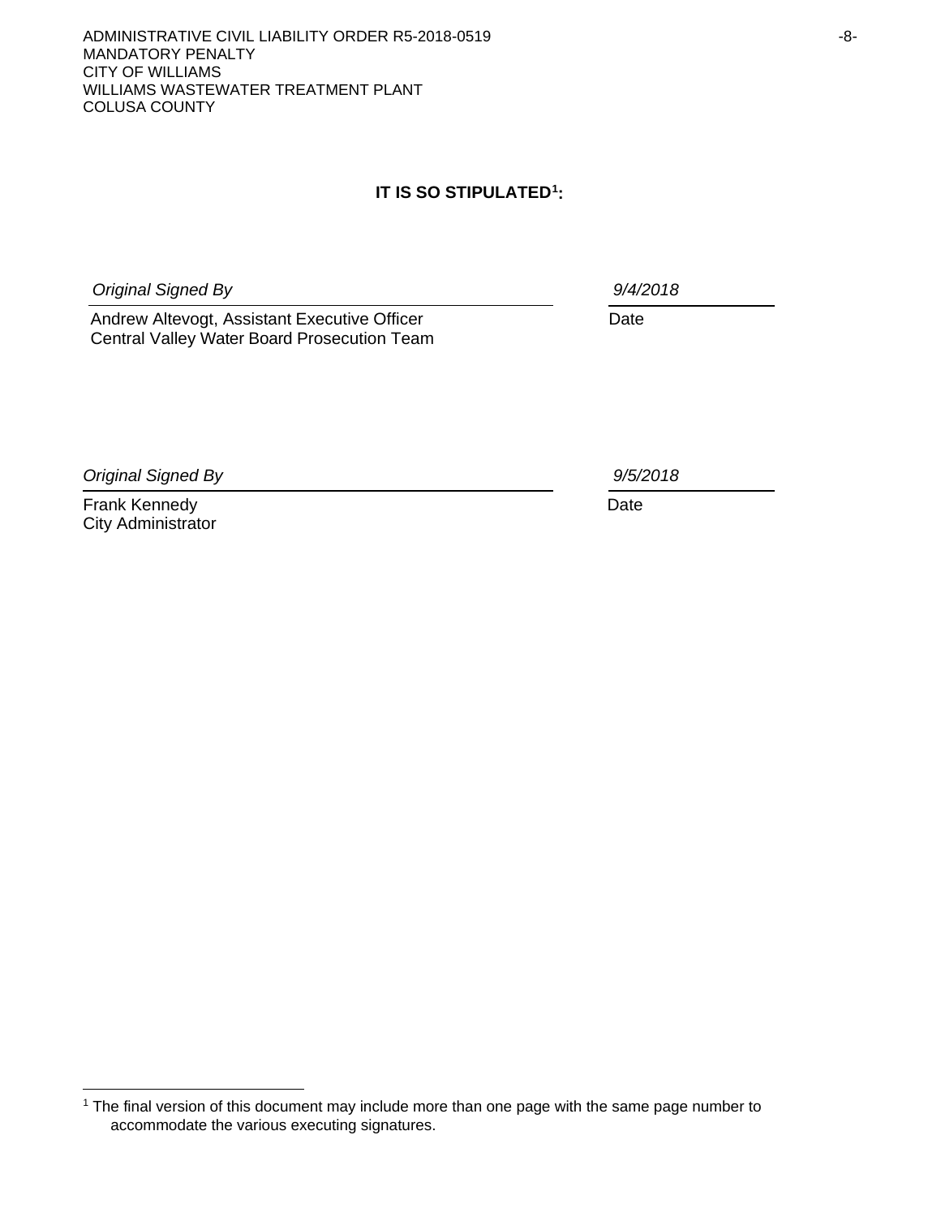**IT IS SO STIPULATED[1]:**

*Original Signed By* *9/4/2018*

Andrew Altevogt, Assistant Executive Officer Date
Central Valley Water Board Prosecution Team

*Original Signed By* *9/5/2018*

Frank Kennedy Date
City Administrator

[1] The final version of this document may include more than one page with the same page number to accommodate the various executing signatures.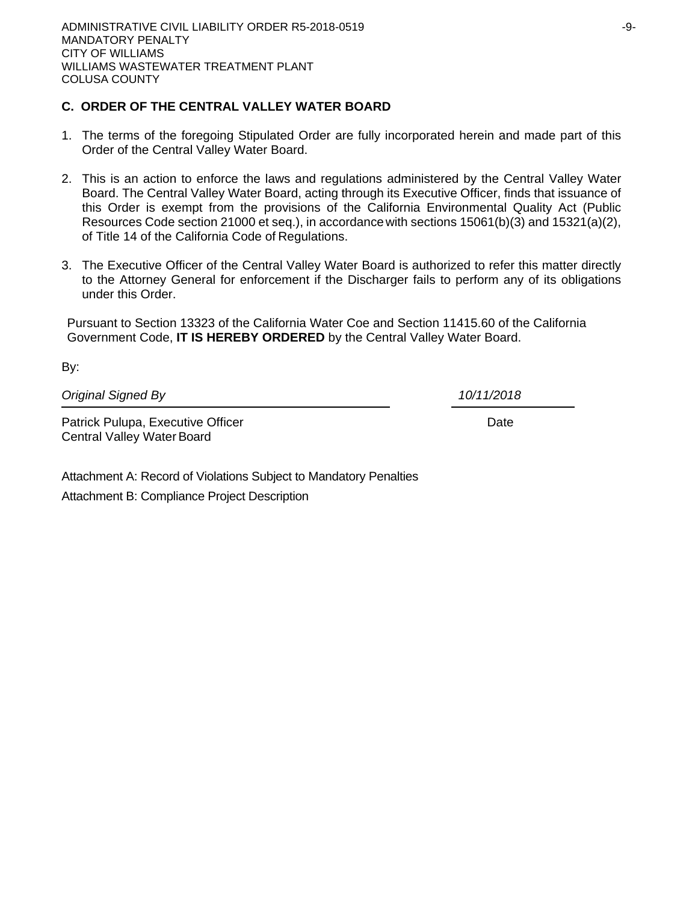## C. ORDER OF THE CENTRAL VALLEY WATER BOARD

1. The terms of the foregoing Stipulated Order are fully incorporated herein and made part of this Order of the Central Valley Water Board.

2. This is an action to enforce the laws and regulations administered by the Central Valley Water Board. The Central Valley Water Board, acting through its Executive Officer, finds that issuance of this Order is exempt from the provisions of the California Environmental Quality Act (Public Resources Code section 21000 et seq.), in accordance with sections 15061(b)(3) and 15321(a)(2), of Title 14 of the California Code of Regulations.

3. The Executive Officer of the Central Valley Water Board is authorized to refer this matter directly to the Attorney General for enforcement if the Discharger fails to perform any of its obligations under this Order.

Pursuant to Section 13323 of the California Water Coe and Section 11415.60 of the California Government Code, **IT IS HEREBY ORDERED** by the Central Valley Water Board.

By:

*Original Signed By* &nbsp;&nbsp;&nbsp;&nbsp;&nbsp;&nbsp;&nbsp;&nbsp; *10/11/2018*

Patrick Pulupa, Executive Officer &nbsp;&nbsp;&nbsp;&nbsp;&nbsp;&nbsp;&nbsp;&nbsp; Date
Central Valley Water Board

Attachment A: Record of Violations Subject to Mandatory Penalties

Attachment B: Compliance Project Description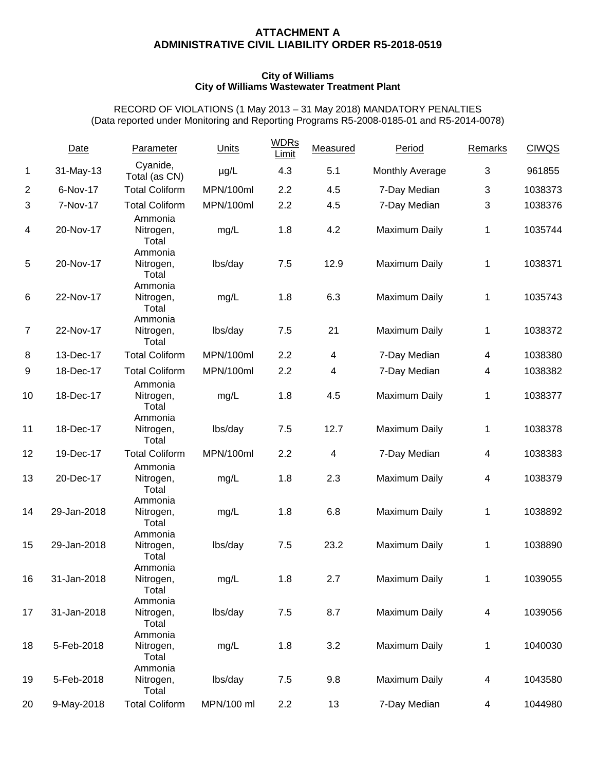**ATTACHMENT A**
**ADMINISTRATIVE CIVIL LIABILITY ORDER R5-2018-0519**

**City of Williams**
**City of Williams Wastewater Treatment Plant**

RECORD OF VIOLATIONS (1 May 2013 – 31 May 2018) MANDATORY PENALTIES
(Data reported under Monitoring and Reporting Programs R5-2008-0185-01 and R5-2014-0078)

| | Date | Parameter | Units | WDRs Limit | Measured | Period | Remarks | CIWQS |
|---|---|---|---|---|---|---|---|---|
| 1 | 31-May-13 | Cyanide, Total (as CN) | µg/L | 4.3 | 5.1 | Monthly Average | 3 | 961855 |
| 2 | 6-Nov-17 | Total Coliform | MPN/100ml | 2.2 | 4.5 | 7-Day Median | 3 | 1038373 |
| 3 | 7-Nov-17 | Total Coliform | MPN/100ml | 2.2 | 4.5 | 7-Day Median | 3 | 1038376 |
| 4 | 20-Nov-17 | Ammonia Nitrogen, Total | mg/L | 1.8 | 4.2 | Maximum Daily | 1 | 1035744 |
| 5 | 20-Nov-17 | Ammonia Nitrogen, Total | lbs/day | 7.5 | 12.9 | Maximum Daily | 1 | 1038371 |
| 6 | 22-Nov-17 | Ammonia Nitrogen, Total | mg/L | 1.8 | 6.3 | Maximum Daily | 1 | 1035743 |
| 7 | 22-Nov-17 | Ammonia Nitrogen, Total | lbs/day | 7.5 | 21 | Maximum Daily | 1 | 1038372 |
| 8 | 13-Dec-17 | Total Coliform | MPN/100ml | 2.2 | 4 | 7-Day Median | 4 | 1038380 |
| 9 | 18-Dec-17 | Total Coliform | MPN/100ml | 2.2 | 4 | 7-Day Median | 4 | 1038382 |
| 10 | 18-Dec-17 | Ammonia Nitrogen, Total | mg/L | 1.8 | 4.5 | Maximum Daily | 1 | 1038377 |
| 11 | 18-Dec-17 | Ammonia Nitrogen, Total | lbs/day | 7.5 | 12.7 | Maximum Daily | 1 | 1038378 |
| 12 | 19-Dec-17 | Total Coliform | MPN/100ml | 2.2 | 4 | 7-Day Median | 4 | 1038383 |
| 13 | 20-Dec-17 | Ammonia Nitrogen, Total | mg/L | 1.8 | 2.3 | Maximum Daily | 4 | 1038379 |
| 14 | 29-Jan-2018 | Ammonia Nitrogen, Total | mg/L | 1.8 | 6.8 | Maximum Daily | 1 | 1038892 |
| 15 | 29-Jan-2018 | Ammonia Nitrogen, Total | lbs/day | 7.5 | 23.2 | Maximum Daily | 1 | 1038890 |
| 16 | 31-Jan-2018 | Ammonia Nitrogen, Total | mg/L | 1.8 | 2.7 | Maximum Daily | 1 | 1039055 |
| 17 | 31-Jan-2018 | Ammonia Nitrogen, Total | lbs/day | 7.5 | 8.7 | Maximum Daily | 4 | 1039056 |
| 18 | 5-Feb-2018 | Ammonia Nitrogen, Total | mg/L | 1.8 | 3.2 | Maximum Daily | 1 | 1040030 |
| 19 | 5-Feb-2018 | Ammonia Nitrogen, Total | lbs/day | 7.5 | 9.8 | Maximum Daily | 4 | 1043580 |
| 20 | 9-May-2018 | Total Coliform | MPN/100 ml | 2.2 | 13 | 7-Day Median | 4 | 1044980 |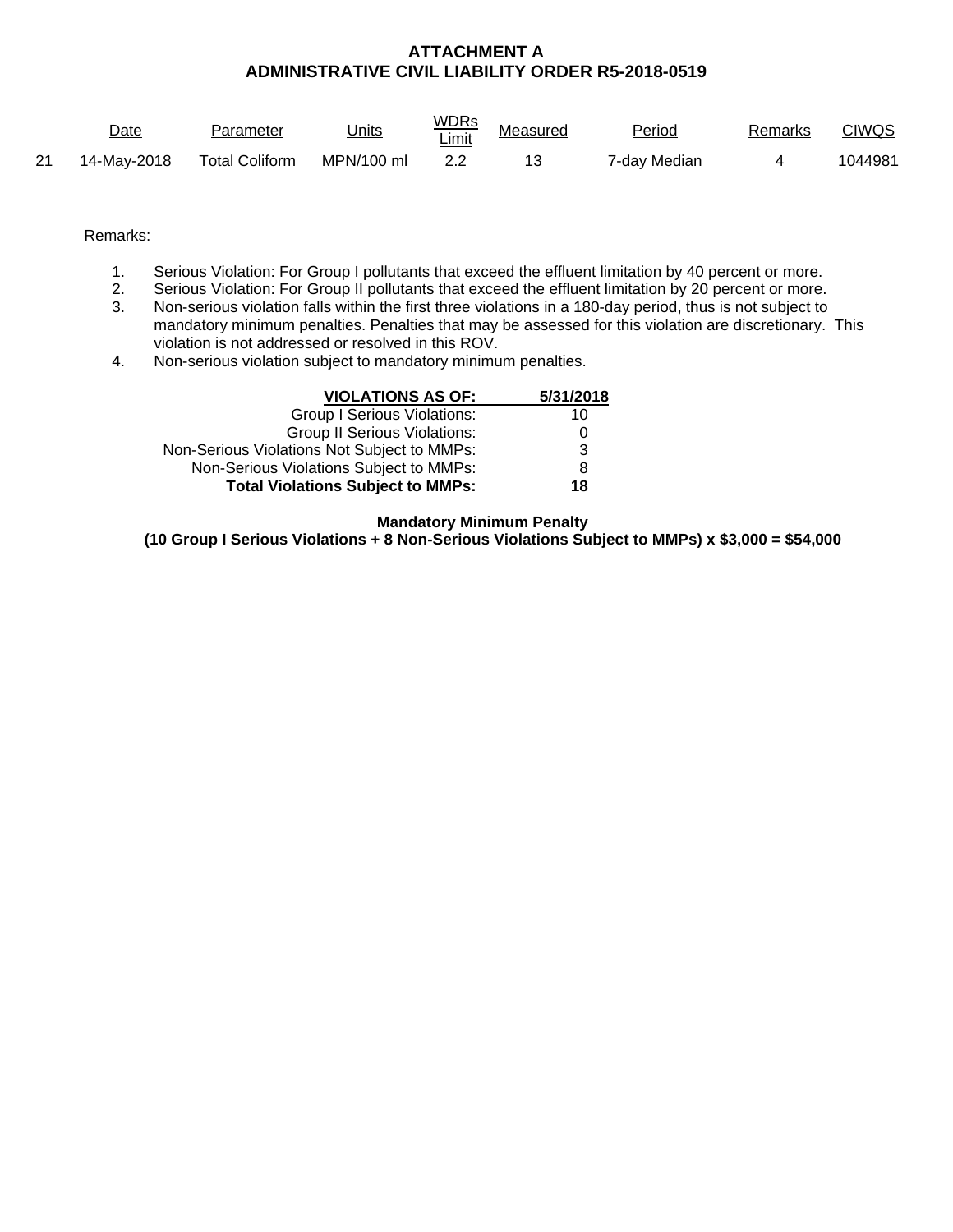**ATTACHMENT A**
**ADMINISTRATIVE CIVIL LIABILITY ORDER R5-2018-0519**

| | Date | Parameter | Units | WDRs Limit | Measured | Period | Remarks | CIWQS |
|---|---|---|---|---|---|---|---|---|
| 21 | 14-May-2018 | Total Coliform | MPN/100 ml | 2.2 | 13 | 7-day Median | 4 | 1044981 |

Remarks:

1. Serious Violation: For Group I pollutants that exceed the effluent limitation by 40 percent or more.
2. Serious Violation: For Group II pollutants that exceed the effluent limitation by 20 percent or more.
3. Non-serious violation falls within the first three violations in a 180-day period, thus is not subject to mandatory minimum penalties. Penalties that may be assessed for this violation are discretionary. This violation is not addressed or resolved in this ROV.
4. Non-serious violation subject to mandatory minimum penalties.

| **VIOLATIONS AS OF:** | **5/31/2018** |
|---|---|
| Group I Serious Violations: | 10 |
| Group II Serious Violations: | 0 |
| Non-Serious Violations Not Subject to MMPs: | 3 |
| Non-Serious Violations Subject to MMPs: | 8 |
| **Total Violations Subject to MMPs:** | **18** |

**Mandatory Minimum Penalty**
**(10 Group I Serious Violations + 8 Non-Serious Violations Subject to MMPs) x $3,000 = $54,000**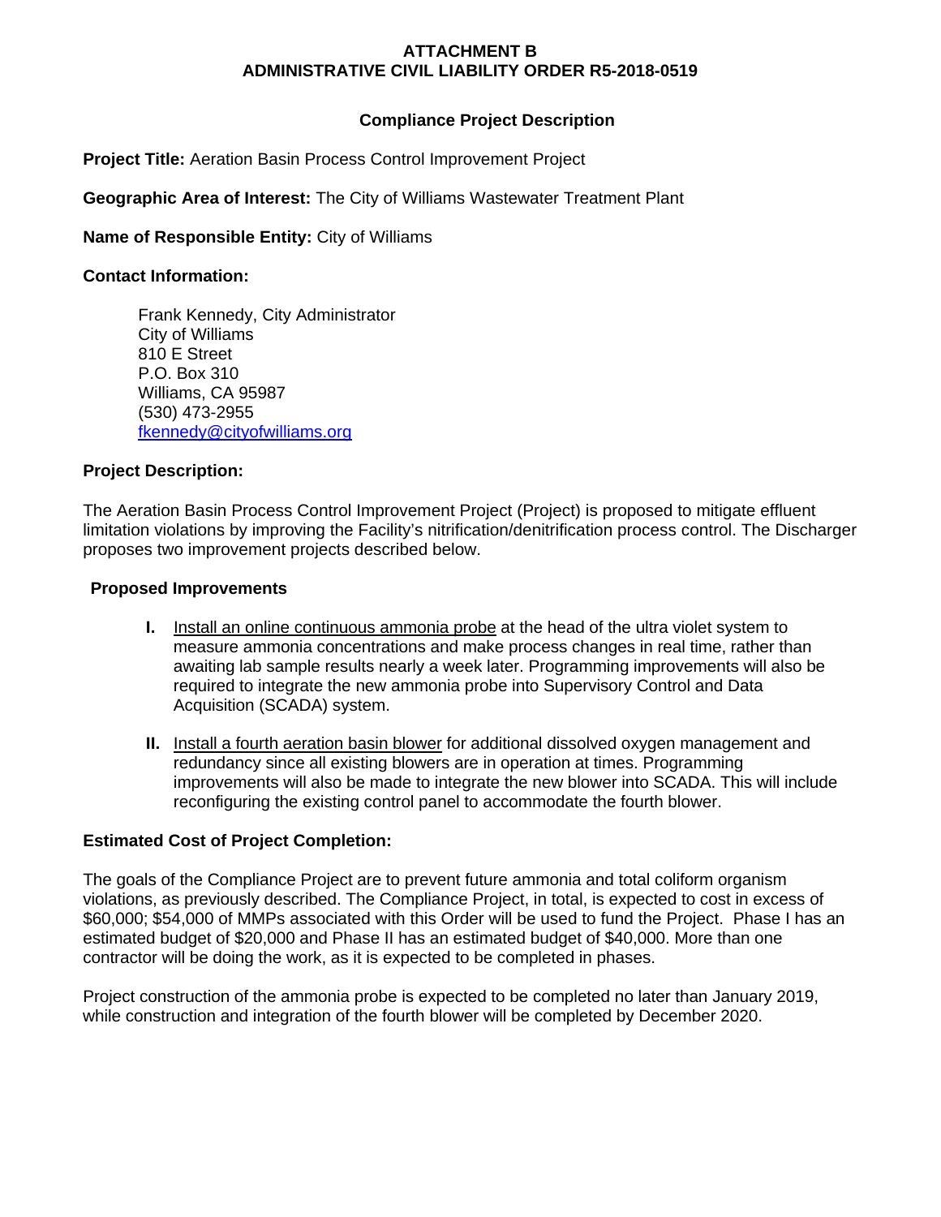# ATTACHMENT B
# ADMINISTRATIVE CIVIL LIABILITY ORDER R5-2018-0519

## Compliance Project Description

**Project Title:** Aeration Basin Process Control Improvement Project

**Geographic Area of Interest:** The City of Williams Wastewater Treatment Plant

**Name of Responsible Entity:** City of Williams

**Contact Information:**

Frank Kennedy, City Administrator
City of Williams
810 E Street
P.O. Box 310
Williams, CA 95987
(530) 473-2955
fkennedy@cityofwilliams.org

**Project Description:**

The Aeration Basin Process Control Improvement Project (Project) is proposed to mitigate effluent limitation violations by improving the Facility's nitrification/denitrification process control. The Discharger proposes two improvement projects described below.

**Proposed Improvements**

- **I.** Install an online continuous ammonia probe at the head of the ultra violet system to measure ammonia concentrations and make process changes in real time, rather than awaiting lab sample results nearly a week later. Programming improvements will also be required to integrate the new ammonia probe into Supervisory Control and Data Acquisition (SCADA) system.

- **II.** Install a fourth aeration basin blower for additional dissolved oxygen management and redundancy since all existing blowers are in operation at times. Programming improvements will also be made to integrate the new blower into SCADA. This will include reconfiguring the existing control panel to accommodate the fourth blower.

**Estimated Cost of Project Completion:**

The goals of the Compliance Project are to prevent future ammonia and total coliform organism violations, as previously described. The Compliance Project, in total, is expected to cost in excess of $60,000; $54,000 of MMPs associated with this Order will be used to fund the Project. Phase I has an estimated budget of $20,000 and Phase II has an estimated budget of $40,000. More than one contractor will be doing the work, as it is expected to be completed in phases.

Project construction of the ammonia probe is expected to be completed no later than January 2019, while construction and integration of the fourth blower will be completed by December 2020.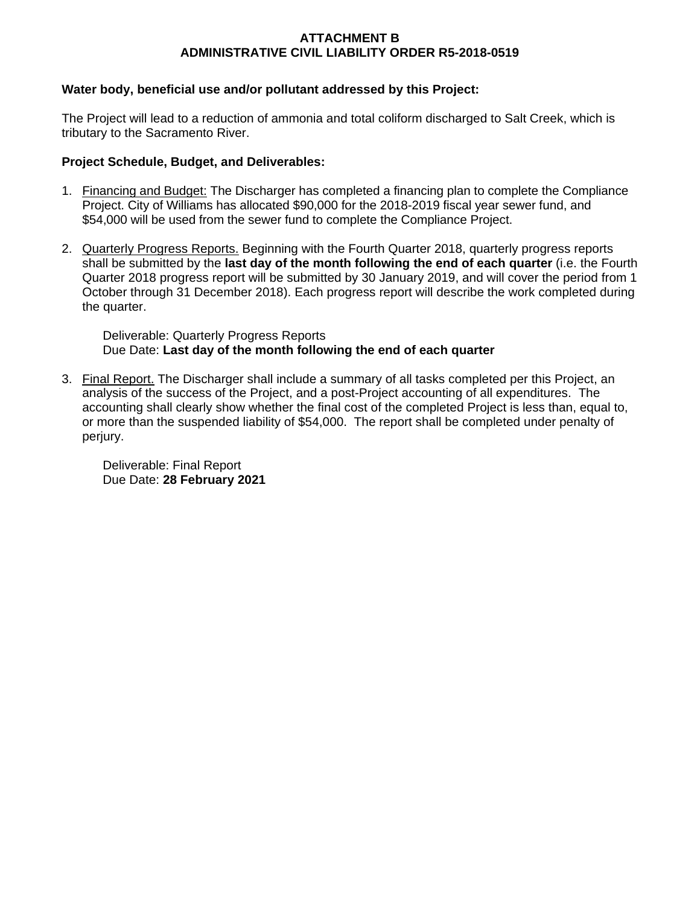# ATTACHMENT B
# ADMINISTRATIVE CIVIL LIABILITY ORDER R5-2018-0519

**Water body, beneficial use and/or pollutant addressed by this Project:**

The Project will lead to a reduction of ammonia and total coliform discharged to Salt Creek, which is tributary to the Sacramento River.

**Project Schedule, Budget, and Deliverables:**

1. Financing and Budget: The Discharger has completed a financing plan to complete the Compliance Project. City of Williams has allocated $90,000 for the 2018-2019 fiscal year sewer fund, and $54,000 will be used from the sewer fund to complete the Compliance Project.

2. Quarterly Progress Reports. Beginning with the Fourth Quarter 2018, quarterly progress reports shall be submitted by the **last day of the month following the end of each quarter** (i.e. the Fourth Quarter 2018 progress report will be submitted by 30 January 2019, and will cover the period from 1 October through 31 December 2018). Each progress report will describe the work completed during the quarter.

   Deliverable: Quarterly Progress Reports
   Due Date: **Last day of the month following the end of each quarter**

3. Final Report. The Discharger shall include a summary of all tasks completed per this Project, an analysis of the success of the Project, and a post-Project accounting of all expenditures. The accounting shall clearly show whether the final cost of the completed Project is less than, equal to, or more than the suspended liability of $54,000. The report shall be completed under penalty of perjury.

   Deliverable: Final Report
   Due Date: **28 February 2021**